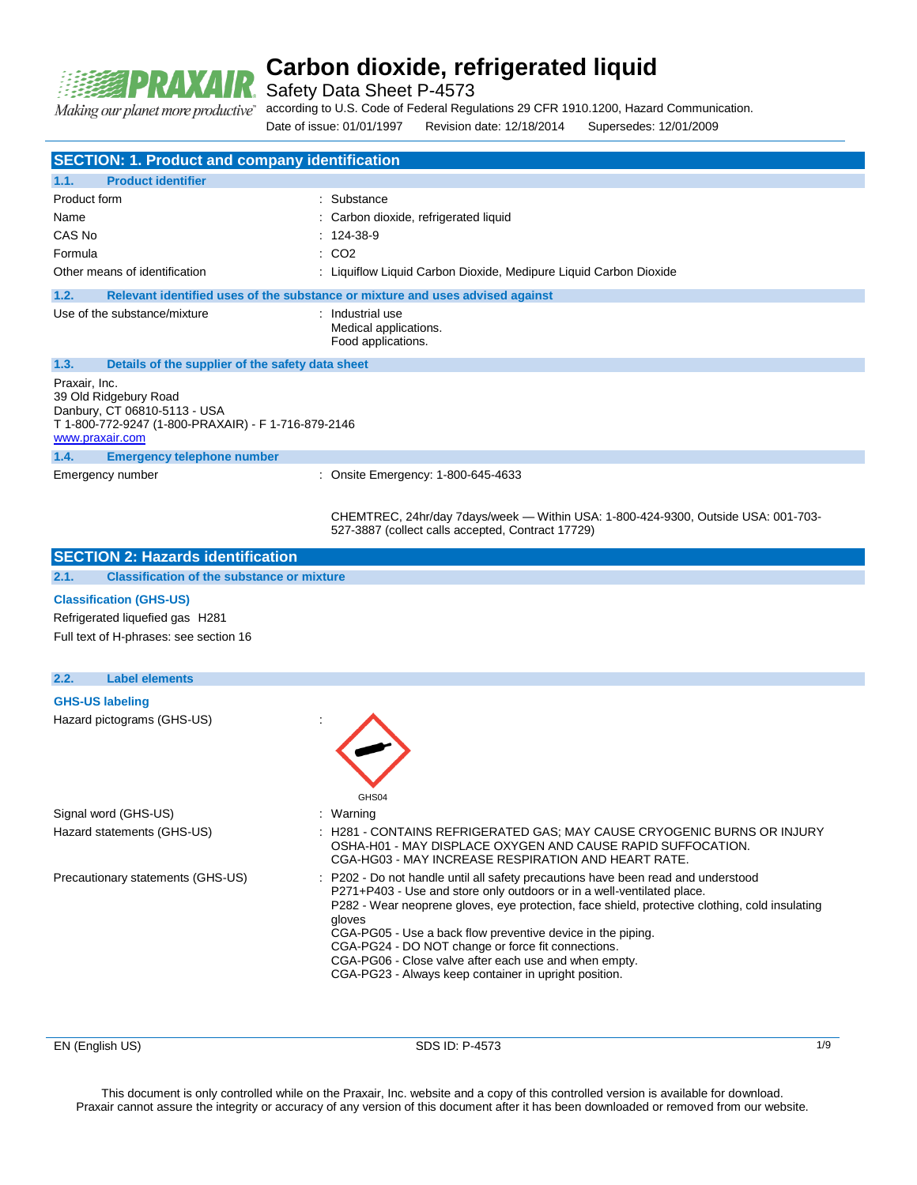# Carbon dioxide, refrigerated liquid

Safety Data Sheet P-4573

according to U.S. Code of Federal Regulations 29 CFR 1910.1200, Hazard Communication.

Date of issue: 01/01/1997 Revision date: 12/18/2014 Supersedes: 12/01/2009

## SECTION: 1. Product and company identification

### 1.1. Product identifier

| | |
|---|---|
| Product form | : Substance |
| Name | : Carbon dioxide, refrigerated liquid |
| CAS No | : 124-38-9 |
| Formula | : $CO_2$ |
| Other means of identification | : Liquiflow Liquid Carbon Dioxide, Medipure Liquid Carbon Dioxide |

### 1.2. Relevant identified uses of the substance or mixture and uses advised against

| | |
|---|---|
| Use of the substance/mixture | : Industrial use<br>Medical applications.<br>Food applications. |

### 1.3. Details of the supplier of the safety data sheet

Praxair, Inc.
39 Old Ridgebury Road
Danbury, CT 06810-5113 - USA
T 1-800-772-9247 (1-800-PRAXAIR) - F 1-716-879-2146
www.praxair.com

### 1.4. Emergency telephone number

Emergency number : Onsite Emergency: 1-800-645-4633

CHEMTREC, 24hr/day 7days/week — Within USA: 1-800-424-9300, Outside USA: 001-703-527-3887 (collect calls accepted, Contract 17729)

## SECTION 2: Hazards identification

### 2.1. Classification of the substance or mixture

**Classification (GHS-US)**

Refrigerated liquefied gas H281

Full text of H-phrases: see section 16

### 2.2. Label elements

**GHS-US labeling**

Hazard pictograms (GHS-US) :

GHS04

Signal word (GHS-US) : Warning

Hazard statements (GHS-US) :
H281 - CONTAINS REFRIGERATED GAS; MAY CAUSE CRYOGENIC BURNS OR INJURY
OSHA-H01 - MAY DISPLACE OXYGEN AND CAUSE RAPID SUFFOCATION.
CGA-HG03 - MAY INCREASE RESPIRATION AND HEART RATE.

Precautionary statements (GHS-US) :
P202 - Do not handle until all safety precautions have been read and understood
P271+P403 - Use and store only outdoors or in a well-ventilated place.
P282 - Wear neoprene gloves, eye protection, face shield, protective clothing, cold insulating gloves
CGA-PG05 - Use a back flow preventive device in the piping.
CGA-PG24 - DO NOT change or force fit connections.
CGA-PG06 - Close valve after each use and when empty.
CGA-PG23 - Always keep container in upright position.

This document is only controlled while on the Praxair, Inc. website and a copy of this controlled version is available for download. Praxair cannot assure the integrity or accuracy of any version of this document after it has been downloaded or removed from our website.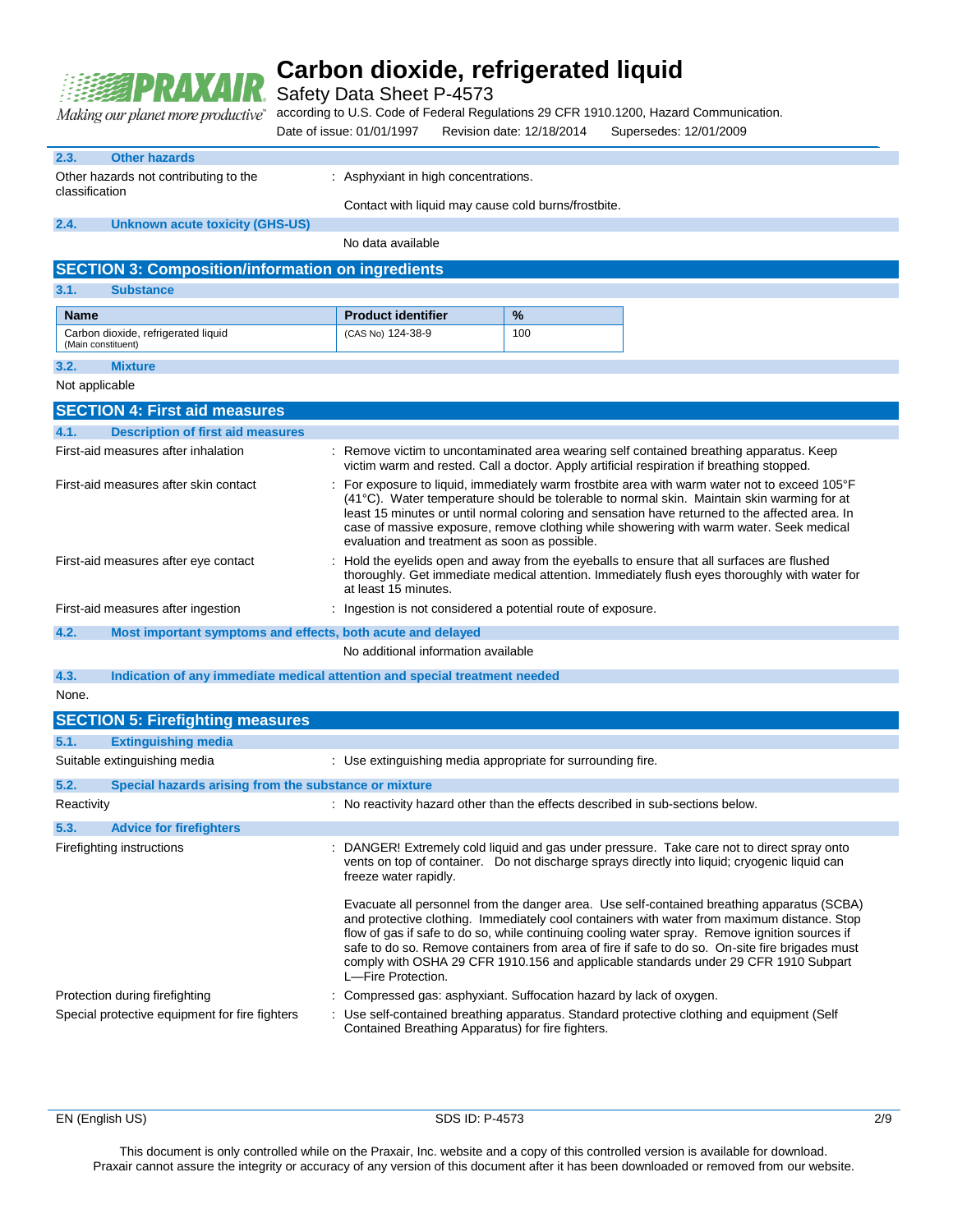### 2.3. Other hazards

Other hazards not contributing to the classification : Asphyxiant in high concentrations.

Contact with liquid may cause cold burns/frostbite.

### 2.4. Unknown acute toxicity (GHS-US)

No data available

## SECTION 3: Composition/information on ingredients

### 3.1. Substance

| Name | Product identifier | % |
|---|---|---|
| Carbon dioxide, refrigerated liquid (Main constituent) | (CAS No) 124-38-9 | 100 |

### 3.2. Mixture

Not applicable

## SECTION 4: First aid measures

### 4.1. Description of first aid measures

First-aid measures after inhalation : Remove victim to uncontaminated area wearing self contained breathing apparatus. Keep victim warm and rested. Call a doctor. Apply artificial respiration if breathing stopped.

First-aid measures after skin contact : For exposure to liquid, immediately warm frostbite area with warm water not to exceed 105°F (41°C). Water temperature should be tolerable to normal skin. Maintain skin warming for at least 15 minutes or until normal coloring and sensation have returned to the affected area. In case of massive exposure, remove clothing while showering with warm water. Seek medical evaluation and treatment as soon as possible.

First-aid measures after eye contact : Hold the eyelids open and away from the eyeballs to ensure that all surfaces are flushed thoroughly. Get immediate medical attention. Immediately flush eyes thoroughly with water for at least 15 minutes.

First-aid measures after ingestion : Ingestion is not considered a potential route of exposure.

### 4.2. Most important symptoms and effects, both acute and delayed

No additional information available

### 4.3. Indication of any immediate medical attention and special treatment needed

None.

## SECTION 5: Firefighting measures

### 5.1. Extinguishing media

Suitable extinguishing media : Use extinguishing media appropriate for surrounding fire.

### 5.2. Special hazards arising from the substance or mixture

Reactivity : No reactivity hazard other than the effects described in sub-sections below.

### 5.3. Advice for firefighters

Firefighting instructions : DANGER! Extremely cold liquid and gas under pressure. Take care not to direct spray onto vents on top of container. Do not discharge sprays directly into liquid; cryogenic liquid can freeze water rapidly.

Evacuate all personnel from the danger area. Use self-contained breathing apparatus (SCBA) and protective clothing. Immediately cool containers with water from maximum distance. Stop flow of gas if safe to do so, while continuing cooling water spray. Remove ignition sources if safe to do so. Remove containers from area of fire if safe to do so. On-site fire brigades must comply with OSHA 29 CFR 1910.156 and applicable standards under 29 CFR 1910 Subpart L—Fire Protection.

Protection during firefighting : Compressed gas: asphyxiant. Suffocation hazard by lack of oxygen.

Special protective equipment for fire fighters : Use self-contained breathing apparatus. Standard protective clothing and equipment (Self Contained Breathing Apparatus) for fire fighters.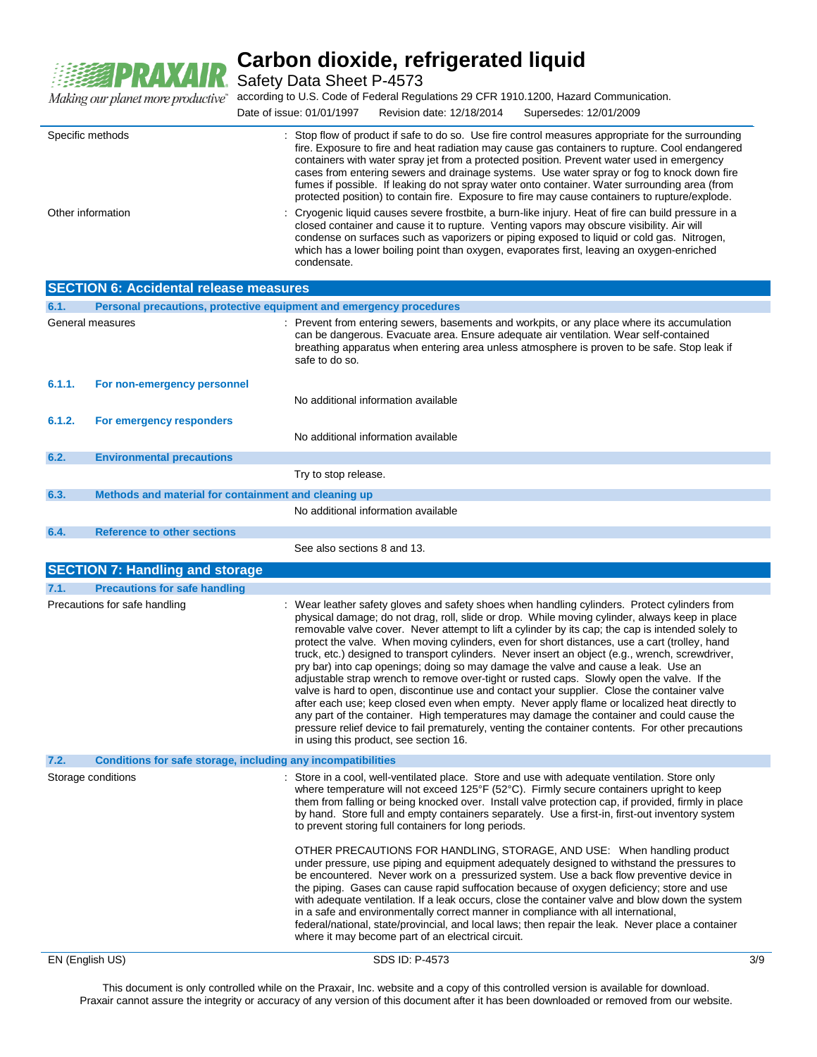| | |
|---|---|
| Specific methods | : Stop flow of product if safe to do so. Use fire control measures appropriate for the surrounding fire. Exposure to fire and heat radiation may cause gas containers to rupture. Cool endangered containers with water spray jet from a protected position. Prevent water used in emergency cases from entering sewers and drainage systems. Use water spray or fog to knock down fire fumes if possible. If leaking do not spray water onto container. Water surrounding area (from protected position) to contain fire. Exposure to fire may cause containers to rupture/explode. |
| Other information | : Cryogenic liquid causes severe frostbite, a burn-like injury. Heat of fire can build pressure in a closed container and cause it to rupture. Venting vapors may obscure visibility. Air will condense on surfaces such as vaporizers or piping exposed to liquid or cold gas. Nitrogen, which has a lower boiling point than oxygen, evaporates first, leaving an oxygen-enriched condensate. |

## SECTION 6: Accidental release measures

### 6.1. Personal precautions, protective equipment and emergency procedures

| | |
|---|---|
| General measures | : Prevent from entering sewers, basements and workpits, or any place where its accumulation can be dangerous. Evacuate area. Ensure adequate air ventilation. Wear self-contained breathing apparatus when entering area unless atmosphere is proven to be safe. Stop leak if safe to do so. |

#### 6.1.1. For non-emergency personnel

No additional information available

#### 6.1.2. For emergency responders

No additional information available

### 6.2. Environmental precautions

Try to stop release.

### 6.3. Methods and material for containment and cleaning up

No additional information available

### 6.4. Reference to other sections

See also sections 8 and 13.

## SECTION 7: Handling and storage

### 7.1. Precautions for safe handling

| | |
|---|---|
| Precautions for safe handling | : Wear leather safety gloves and safety shoes when handling cylinders. Protect cylinders from physical damage; do not drag, roll, slide or drop. While moving cylinder, always keep in place removable valve cover. Never attempt to lift a cylinder by its cap; the cap is intended solely to protect the valve. When moving cylinders, even for short distances, use a cart (trolley, hand truck, etc.) designed to transport cylinders. Never insert an object (e.g., wrench, screwdriver, pry bar) into cap openings; doing so may damage the valve and cause a leak. Use an adjustable strap wrench to remove over-tight or rusted caps. Slowly open the valve. If the valve is hard to open, discontinue use and contact your supplier. Close the container valve after each use; keep closed even when empty. Never apply flame or localized heat directly to any part of the container. High temperatures may damage the container and could cause the pressure relief device to fail prematurely, venting the container contents. For other precautions in using this product, see section 16. |

### 7.2. Conditions for safe storage, including any incompatibilities

| | |
|---|---|
| Storage conditions | : Store in a cool, well-ventilated place. Store and use with adequate ventilation. Store only where temperature will not exceed 125°F (52°C). Firmly secure containers upright to keep them from falling or being knocked over. Install valve protection cap, if provided, firmly in place by hand. Store full and empty containers separately. Use a first-in, first-out inventory system to prevent storing full containers for long periods.<br><br>OTHER PRECAUTIONS FOR HANDLING, STORAGE, AND USE: When handling product under pressure, use piping and equipment adequately designed to withstand the pressures to be encountered. Never work on a pressurized system. Use a back flow preventive device in the piping. Gases can cause rapid suffocation because of oxygen deficiency; store and use with adequate ventilation. If a leak occurs, close the container valve and blow down the system in a safe and environmentally correct manner in compliance with all international, federal/national, state/provincial, and local laws; then repair the leak. Never place a container where it may become part of an electrical circuit. |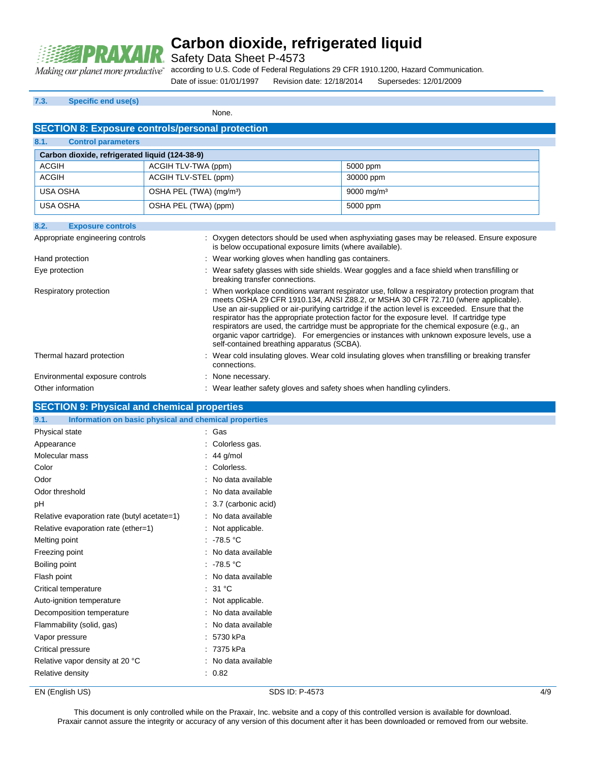### 7.3. Specific end use(s)

None.

## SECTION 8: Exposure controls/personal protection

### 8.1. Control parameters

| Carbon dioxide, refrigerated liquid (124-38-9) | | |
|---|---|---|
| ACGIH | ACGIH TLV-TWA (ppm) | 5000 ppm |
| ACGIH | ACGIH TLV-STEL (ppm) | 30000 ppm |
| USA OSHA | OSHA PEL (TWA) (mg/m³) | 9000 mg/m³ |
| USA OSHA | OSHA PEL (TWA) (ppm) | 5000 ppm |

### 8.2. Exposure controls

Appropriate engineering controls : Oxygen detectors should be used when asphyxiating gases may be released. Ensure exposure is below occupational exposure limits (where available).

Hand protection : Wear working gloves when handling gas containers.

Eye protection : Wear safety glasses with side shields. Wear goggles and a face shield when transfilling or breaking transfer connections.

Respiratory protection : When workplace conditions warrant respirator use, follow a respiratory protection program that meets OSHA 29 CFR 1910.134, ANSI Z88.2, or MSHA 30 CFR 72.710 (where applicable). Use an air-supplied or air-purifying cartridge if the action level is exceeded. Ensure that the respirator has the appropriate protection factor for the exposure level. If cartridge type respirators are used, the cartridge must be appropriate for the chemical exposure (e.g., an organic vapor cartridge). For emergencies or instances with unknown exposure levels, use a self-contained breathing apparatus (SCBA).

Thermal hazard protection : Wear cold insulating gloves. Wear cold insulating gloves when transfilling or breaking transfer connections.

Environmental exposure controls : None necessary.

Other information : Wear leather safety gloves and safety shoes when handling cylinders.

## SECTION 9: Physical and chemical properties

### 9.1. Information on basic physical and chemical properties

Physical state : Gas

Appearance : Colorless gas.

Molecular mass : 44 g/mol

Color : Colorless.

Odor : No data available

Odor threshold : No data available

pH : 3.7 (carbonic acid)

Relative evaporation rate (butyl acetate=1) : No data available

Relative evaporation rate (ether=1) : Not applicable.

Melting point : -78.5 °C

Freezing point : No data available

Boiling point : -78.5 °C

Flash point : No data available

Critical temperature : 31 °C

Auto-ignition temperature : Not applicable.

Decomposition temperature : No data available

Flammability (solid, gas) : No data available

Vapor pressure : 5730 kPa

Critical pressure : 7375 kPa

Relative vapor density at 20 °C : No data available

Relative density : 0.82

This document is only controlled while on the Praxair, Inc. website and a copy of this controlled version is available for download. Praxair cannot assure the integrity or accuracy of any version of this document after it has been downloaded or removed from our website.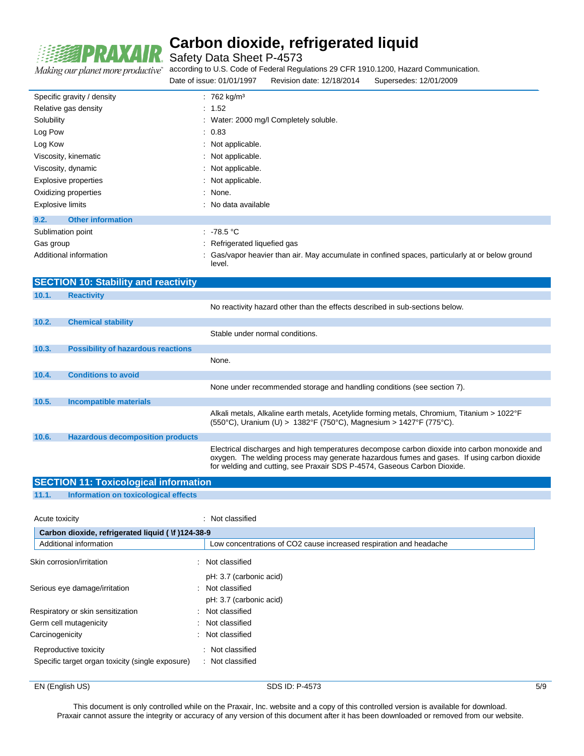| | |
|---|---|
| Specific gravity / density | : 762 kg/m³ |
| Relative gas density | : 1.52 |
| Solubility | : Water: 2000 mg/l Completely soluble. |
| Log Pow | : 0.83 |
| Log Kow | : Not applicable. |
| Viscosity, kinematic | : Not applicable. |
| Viscosity, dynamic | : Not applicable. |
| Explosive properties | : Not applicable. |
| Oxidizing properties | : None. |
| Explosive limits | : No data available |

### 9.2. Other information

| | |
|---|---|
| Sublimation point | : -78.5 °C |
| Gas group | : Refrigerated liquefied gas |
| Additional information | : Gas/vapor heavier than air. May accumulate in confined spaces, particularly at or below ground level. |

## SECTION 10: Stability and reactivity

### 10.1. Reactivity

No reactivity hazard other than the effects described in sub-sections below.

### 10.2. Chemical stability

Stable under normal conditions.

### 10.3. Possibility of hazardous reactions

None.

### 10.4. Conditions to avoid

None under recommended storage and handling conditions (see section 7).

### 10.5. Incompatible materials

Alkali metals, Alkaline earth metals, Acetylide forming metals, Chromium, Titanium > 1022°F (550°C), Uranium (U) > 1382°F (750°C), Magnesium > 1427°F (775°C).

### 10.6. Hazardous decomposition products

Electrical discharges and high temperatures decompose carbon dioxide into carbon monoxide and oxygen. The welding process may generate hazardous fumes and gases. If using carbon dioxide for welding and cutting, see Praxair SDS P-4574, Gaseous Carbon Dioxide.

## SECTION 11: Toxicological information

### 11.1. Information on toxicological effects

Acute toxicity : Not classified

| Carbon dioxide, refrigerated liquid ( \f )124-38-9 | |
|---|---|
| Additional information | Low concentrations of CO2 cause increased respiration and headache |

| | |
|---|---|
| Skin corrosion/irritation | : Not classified |
| | pH: 3.7 (carbonic acid) |
| Serious eye damage/irritation | : Not classified |
| | pH: 3.7 (carbonic acid) |
| Respiratory or skin sensitization | : Not classified |
| Germ cell mutagenicity | : Not classified |
| Carcinogenicity | : Not classified |
| Reproductive toxicity | : Not classified |
| Specific target organ toxicity (single exposure) | : Not classified |

This document is only controlled while on the Praxair, Inc. website and a copy of this controlled version is available for download. Praxair cannot assure the integrity or accuracy of any version of this document after it has been downloaded or removed from our website.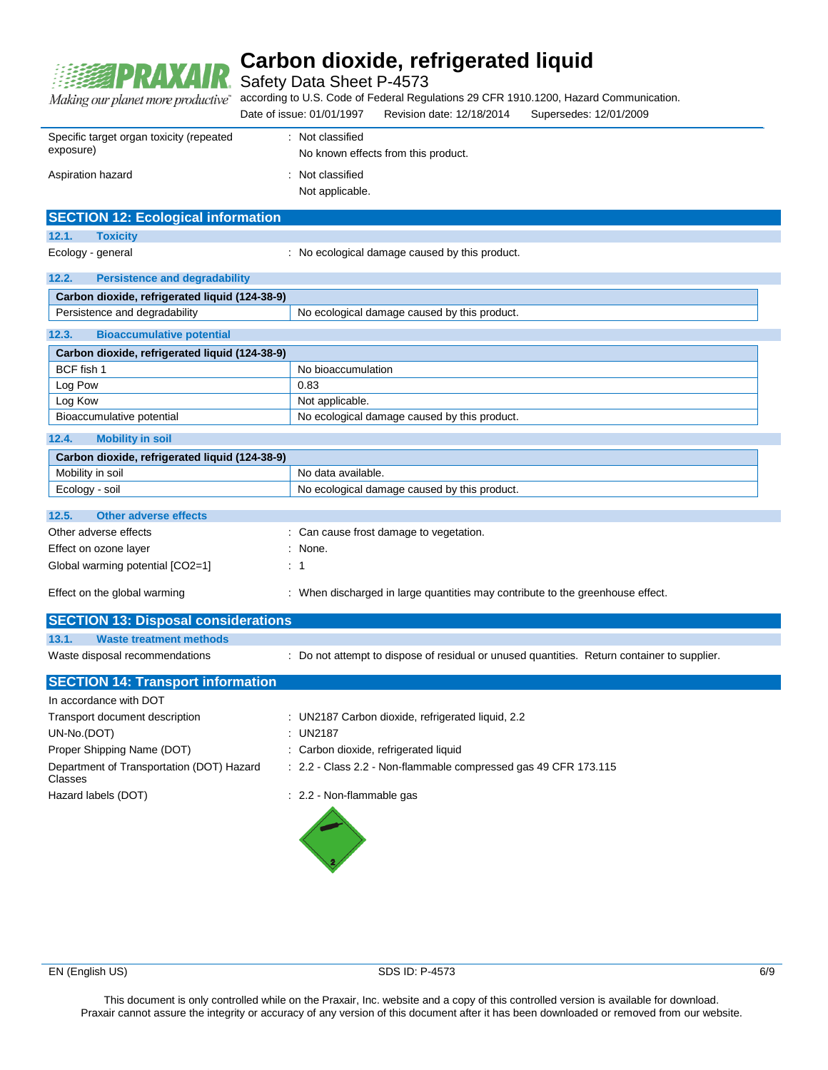| | |
|---|---|
| Specific target organ toxicity (repeated exposure) | : Not classified<br>No known effects from this product. |
| Aspiration hazard | : Not classified<br>Not applicable. |

## SECTION 12: Ecological information

### 12.1. Toxicity

Ecology - general : No ecological damage caused by this product.

### 12.2. Persistence and degradability

| Carbon dioxide, refrigerated liquid (124-38-9) | |
|---|---|
| Persistence and degradability | No ecological damage caused by this product. |

### 12.3. Bioaccumulative potential

| Carbon dioxide, refrigerated liquid (124-38-9) | |
|---|---|
| BCF fish 1 | No bioaccumulation |
| Log Pow | 0.83 |
| Log Kow | Not applicable. |
| Bioaccumulative potential | No ecological damage caused by this product. |

### 12.4. Mobility in soil

| Carbon dioxide, refrigerated liquid (124-38-9) | |
|---|---|
| Mobility in soil | No data available. |
| Ecology - soil | No ecological damage caused by this product. |

### 12.5. Other adverse effects

| | |
|---|---|
| Other adverse effects | : Can cause frost damage to vegetation. |
| Effect on ozone layer | : None. |
| Global warming potential [CO2=1] | : 1 |
| Effect on the global warming | : When discharged in large quantities may contribute to the greenhouse effect. |

## SECTION 13: Disposal considerations

### 13.1. Waste treatment methods

Waste disposal recommendations : Do not attempt to dispose of residual or unused quantities. Return container to supplier.

## SECTION 14: Transport information

In accordance with DOT

| | |
|---|---|
| Transport document description | : UN2187 Carbon dioxide, refrigerated liquid, 2.2 |
| UN-No.(DOT) | : UN2187 |
| Proper Shipping Name (DOT) | : Carbon dioxide, refrigerated liquid |
| Department of Transportation (DOT) Hazard Classes | : 2.2 - Class 2.2 - Non-flammable compressed gas 49 CFR 173.115 |
| Hazard labels (DOT) | : 2.2 - Non-flammable gas |

This document is only controlled while on the Praxair, Inc. website and a copy of this controlled version is available for download. Praxair cannot assure the integrity or accuracy of any version of this document after it has been downloaded or removed from our website.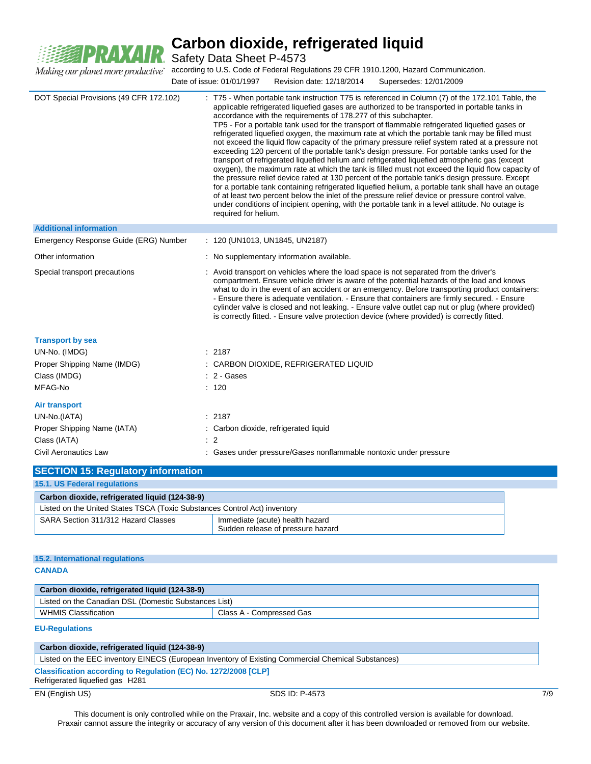| | |
|---|---|
| DOT Special Provisions (49 CFR 172.102) | : T75 - When portable tank instruction T75 is referenced in Column (7) of the 172.101 Table, the applicable refrigerated liquefied gases are authorized to be transported in portable tanks in accordance with the requirements of 178.277 of this subchapter. TP5 - For a portable tank used for the transport of flammable refrigerated liquefied gases or refrigerated liquefied oxygen, the maximum rate at which the portable tank may be filled must not exceed the liquid flow capacity of the primary pressure relief system rated at a pressure not exceeding 120 percent of the portable tank's design pressure. For portable tanks used for the transport of refrigerated liquefied helium and refrigerated liquefied atmospheric gas (except oxygen), the maximum rate at which the tank is filled must not exceed the liquid flow capacity of the pressure relief device rated at 130 percent of the portable tank's design pressure. Except for a portable tank containing refrigerated liquefied helium, a portable tank shall have an outage of at least two percent below the inlet of the pressure relief device or pressure control valve, under conditions of incipient opening, with the portable tank in a level attitude. No outage is required for helium. |

**Additional information**

| | |
|---|---|
| Emergency Response Guide (ERG) Number | : 120 (UN1013, UN1845, UN2187) |
| Other information | : No supplementary information available. |
| Special transport precautions | : Avoid transport on vehicles where the load space is not separated from the driver's compartment. Ensure vehicle driver is aware of the potential hazards of the load and knows what to do in the event of an accident or an emergency. Before transporting product containers: - Ensure there is adequate ventilation. - Ensure that containers are firmly secured. - Ensure cylinder valve is closed and not leaking. - Ensure valve outlet cap nut or plug (where provided) is correctly fitted. - Ensure valve protection device (where provided) is correctly fitted. |

**Transport by sea**

| | |
|---|---|
| UN-No. (IMDG) | : 2187 |
| Proper Shipping Name (IMDG) | : CARBON DIOXIDE, REFRIGERATED LIQUID |
| Class (IMDG) | : 2 - Gases |
| MFAG-No | : 120 |

**Air transport**

| | |
|---|---|
| UN-No.(IATA) | : 2187 |
| Proper Shipping Name (IATA) | : Carbon dioxide, refrigerated liquid |
| Class (IATA) | : 2 |
| Civil Aeronautics Law | : Gases under pressure/Gases nonflammable nontoxic under pressure |

## SECTION 15: Regulatory information

### 15.1. US Federal regulations

| Carbon dioxide, refrigerated liquid (124-38-9) | |
|---|---|
| Listed on the United States TSCA (Toxic Substances Control Act) inventory | |
| SARA Section 311/312 Hazard Classes | Immediate (acute) health hazard<br>Sudden release of pressure hazard |

### 15.2. International regulations

**CANADA**

| Carbon dioxide, refrigerated liquid (124-38-9) | |
|---|---|
| Listed on the Canadian DSL (Domestic Substances List) | |
| WHMIS Classification | Class A - Compressed Gas |

**EU-Regulations**

| Carbon dioxide, refrigerated liquid (124-38-9) |
|---|
| Listed on the EEC inventory EINECS (European Inventory of Existing Commercial Chemical Substances) |

**Classification according to Regulation (EC) No. 1272/2008 [CLP]**

Refrigerated liquefied gas H281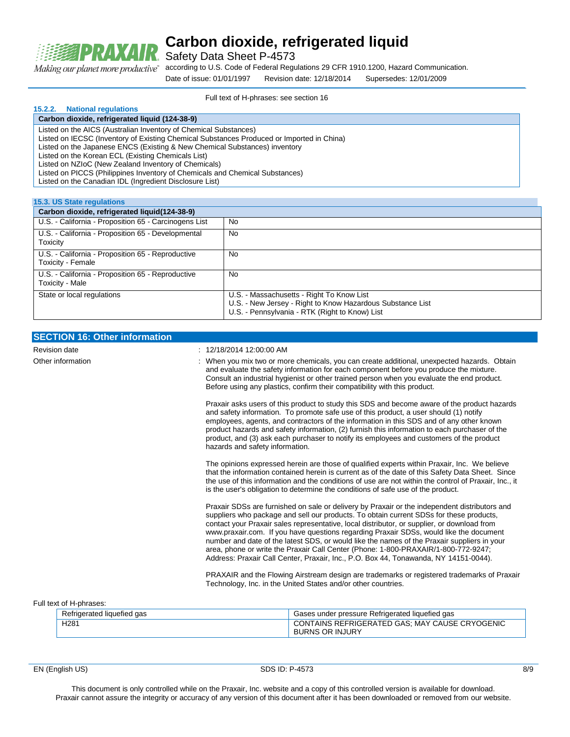Full text of H-phrases: see section 16

#### 15.2.2. National regulations

| Carbon dioxide, refrigerated liquid (124-38-9) |
|---|
| Listed on the AICS (Australian Inventory of Chemical Substances)<br>Listed on IECSC (Inventory of Existing Chemical Substances Produced or Imported in China)<br>Listed on the Japanese ENCS (Existing & New Chemical Substances) inventory<br>Listed on the Korean ECL (Existing Chemicals List)<br>Listed on NZIoC (New Zealand Inventory of Chemicals)<br>Listed on PICCS (Philippines Inventory of Chemicals and Chemical Substances)<br>Listed on the Canadian IDL (Ingredient Disclosure List) |

### 15.3. US State regulations

| Carbon dioxide, refrigerated liquid(124-38-9) | |
|---|---|
| U.S. - California - Proposition 65 - Carcinogens List | No |
| U.S. - California - Proposition 65 - Developmental Toxicity | No |
| U.S. - California - Proposition 65 - Reproductive Toxicity - Female | No |
| U.S. - California - Proposition 65 - Reproductive Toxicity - Male | No |
| State or local regulations | U.S. - Massachusetts - Right To Know List<br>U.S. - New Jersey - Right to Know Hazardous Substance List<br>U.S. - Pennsylvania - RTK (Right to Know) List |

## SECTION 16: Other information

Revision date : 12/18/2014 12:00:00 AM

Other information : When you mix two or more chemicals, you can create additional, unexpected hazards. Obtain and evaluate the safety information for each component before you produce the mixture. Consult an industrial hygienist or other trained person when you evaluate the end product. Before using any plastics, confirm their compatibility with this product.

Praxair asks users of this product to study this SDS and become aware of the product hazards and safety information. To promote safe use of this product, a user should (1) notify employees, agents, and contractors of the information in this SDS and of any other known product hazards and safety information, (2) furnish this information to each purchaser of the product, and (3) ask each purchaser to notify its employees and customers of the product hazards and safety information.

The opinions expressed herein are those of qualified experts within Praxair, Inc. We believe that the information contained herein is current as of the date of this Safety Data Sheet. Since the use of this information and the conditions of use are not within the control of Praxair, Inc., it is the user's obligation to determine the conditions of safe use of the product.

Praxair SDSs are furnished on sale or delivery by Praxair or the independent distributors and suppliers who package and sell our products. To obtain current SDSs for these products, contact your Praxair sales representative, local distributor, or supplier, or download from www.praxair.com. If you have questions regarding Praxair SDSs, would like the document number and date of the latest SDS, or would like the names of the Praxair suppliers in your area, phone or write the Praxair Call Center (Phone: 1-800-PRAXAIR/1-800-772-9247; Address: Praxair Call Center, Praxair, Inc., P.O. Box 44, Tonawanda, NY 14151-0044).

PRAXAIR and the Flowing Airstream design are trademarks or registered trademarks of Praxair Technology, Inc. in the United States and/or other countries.

Full text of H-phrases:

| | |
|---|---|
| Refrigerated liquefied gas | Gases under pressure Refrigerated liquefied gas |
| H281 | CONTAINS REFRIGERATED GAS; MAY CAUSE CRYOGENIC BURNS OR INJURY |

EN (English US) SDS ID: P-4573

This document is only controlled while on the Praxair, Inc. website and a copy of this controlled version is available for download. Praxair cannot assure the integrity or accuracy of any version of this document after it has been downloaded or removed from our website.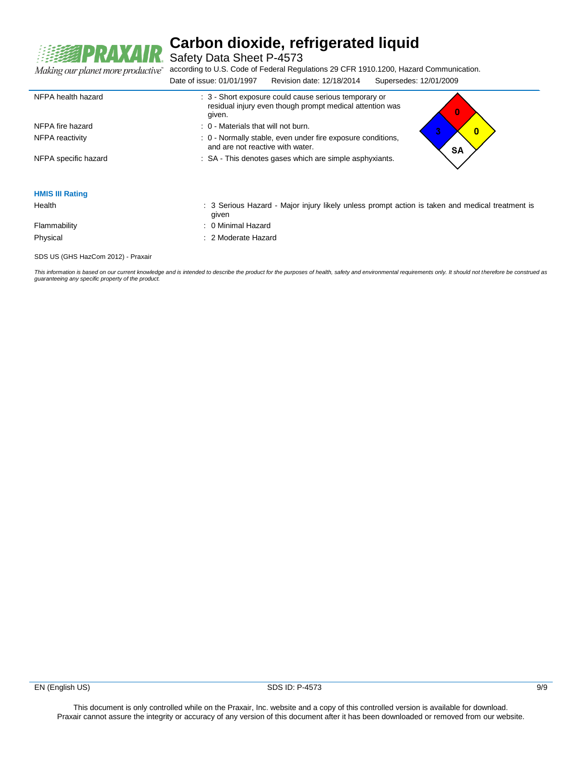| | |
|---|---|
| NFPA health hazard | : 3 - Short exposure could cause serious temporary or residual injury even though prompt medical attention was given. |
| NFPA fire hazard | : 0 - Materials that will not burn. |
| NFPA reactivity | : 0 - Normally stable, even under fire exposure conditions, and are not reactive with water. |
| NFPA specific hazard | : SA - This denotes gases which are simple asphyxiants. |

0
3
0
SA

**HMIS III Rating**

| | |
|---|---|
| Health | : 3 Serious Hazard - Major injury likely unless prompt action is taken and medical treatment is given |
| Flammability | : 0 Minimal Hazard |
| Physical | : 2 Moderate Hazard |

SDS US (GHS HazCom 2012) - Praxair

*This information is based on our current knowledge and is intended to describe the product for the purposes of health, safety and environmental requirements only. It should not therefore be construed as guaranteeing any specific property of the product.*